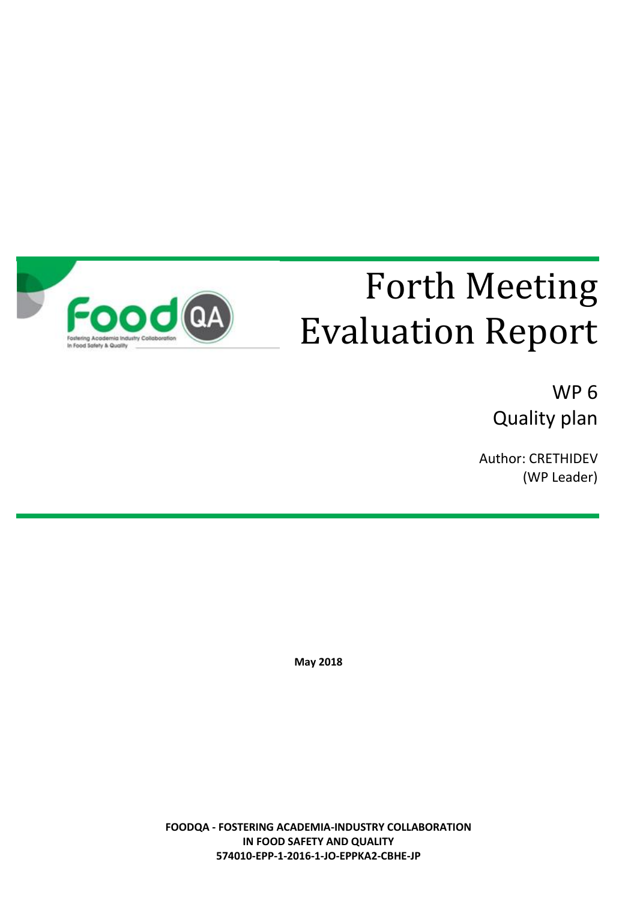# Forth Meeting Evaluation Report

WP 6

Quality plan

Author: CRETHIDEV (WP Leader)

**May 2018**

**FOODQA - FOSTERING ACADEMIA-INDUSTRY COLLABORATION IN FOOD SAFETY AND QUALITY**

**574010-EPP-1-2016-1-JO-EPPKA2-CBHE-JP**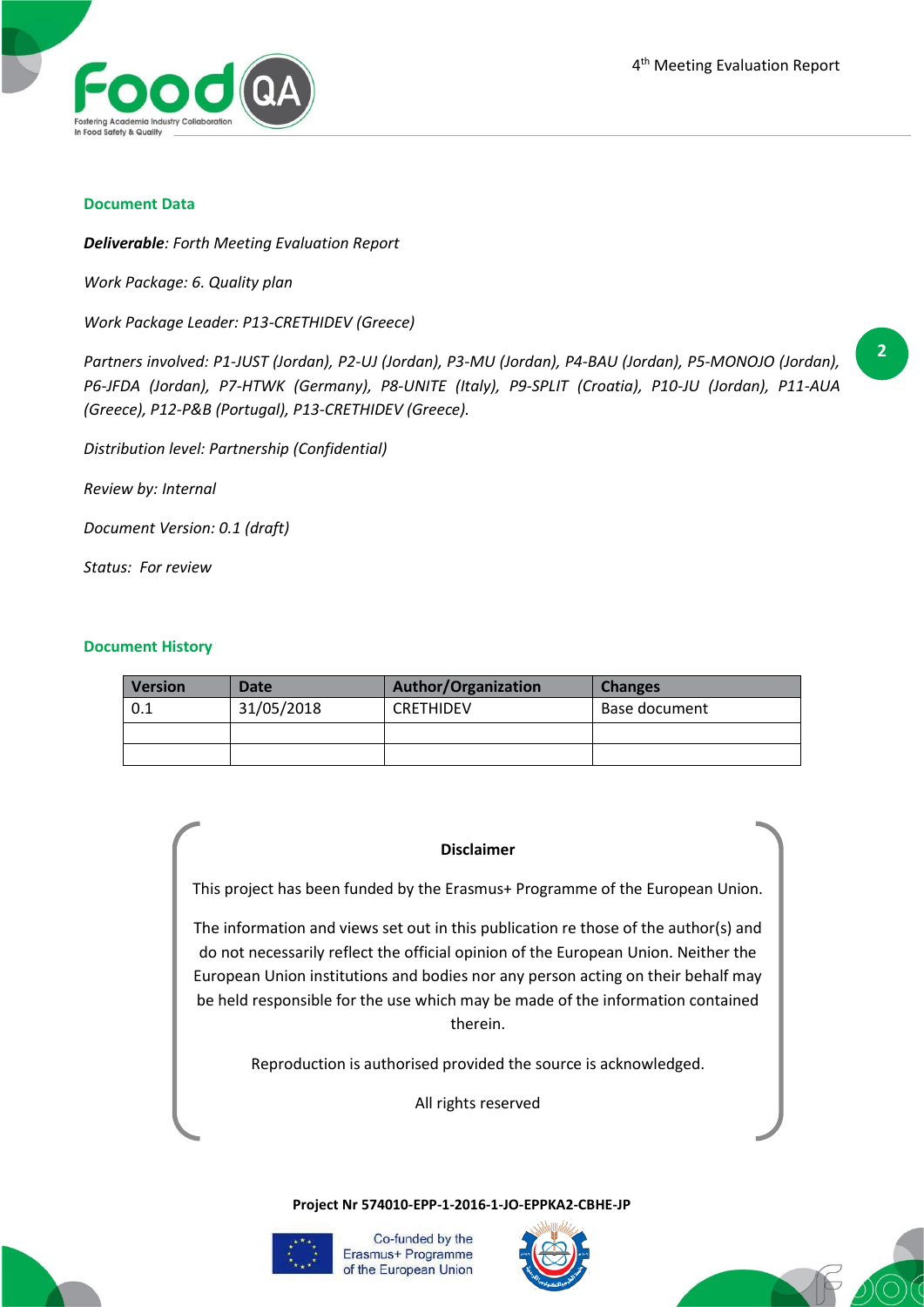## Document Data

***Deliverable**: Forth Meeting Evaluation Report*

*Work Package: 6. Quality plan*

*Work Package Leader: P13-CRETHIDEV (Greece)*

*Partners involved: P1-JUST (Jordan), P2-UJ (Jordan), P3-MU (Jordan), P4-BAU (Jordan), P5-MONOJO (Jordan), P6-JFDA (Jordan), P7-HTWK (Germany), P8-UNITE (Italy), P9-SPLIT (Croatia), P10-JU (Jordan), P11-AUA (Greece), P12-P&B (Portugal), P13-CRETHIDEV (Greece).*

*Distribution level: Partnership (Confidential)*

*Review by: Internal*

*Document Version: 0.1 (draft)*

*Status: For review*

## Document History

| Version | Date | Author/Organization | Changes |
|---|---|---|---|
| 0.1 | 31/05/2018 | CRETHIDEV | Base document |
| | | | |
| | | | |

**Disclaimer**

This project has been funded by the Erasmus+ Programme of the European Union.

The information and views set out in this publication re those of the author(s) and do not necessarily reflect the official opinion of the European Union. Neither the European Union institutions and bodies nor any person acting on their behalf may be held responsible for the use which may be made of the information contained therein.

Reproduction is authorised provided the source is acknowledged.

All rights reserved

**Project Nr 574010-EPP-1-2016-1-JO-EPPKA2-CBHE-JP**

Co-funded by the Erasmus+ Programme of the European Union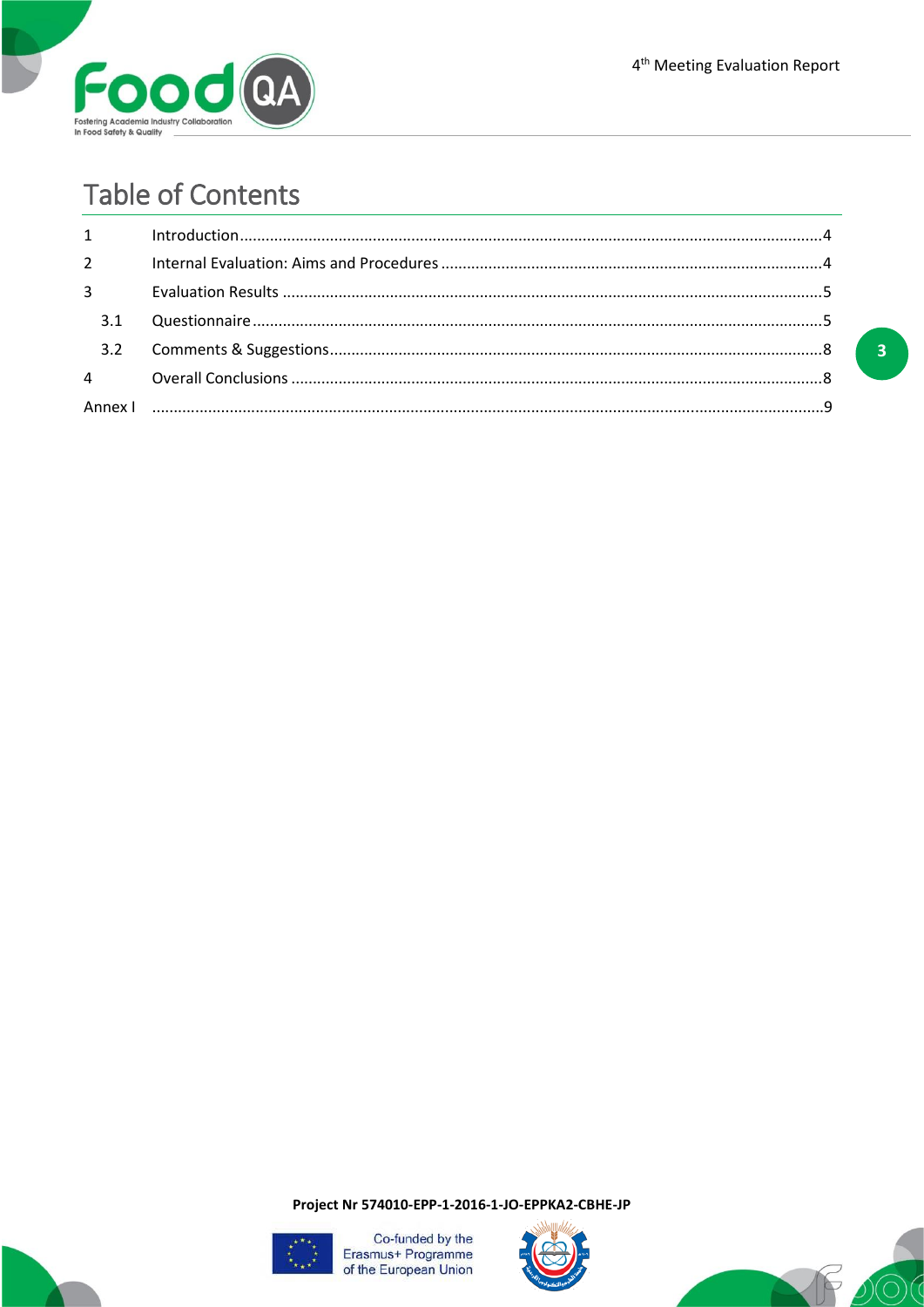# Table of Contents

| | | |
|---|---|---|
| 1 | Introduction | 4 |
| 2 | Internal Evaluation: Aims and Procedures | 4 |
| 3 | Evaluation Results | 5 |
| 3.1 | Questionnaire | 5 |
| 3.2 | Comments & Suggestions | 8 |
| 4 | Overall Conclusions | 8 |
| Annex I | | 9 |

**Project Nr 574010-EPP-1-2016-1-JO-EPPKA2-CBHE-JP**

Co-funded by the Erasmus+ Programme of the European Union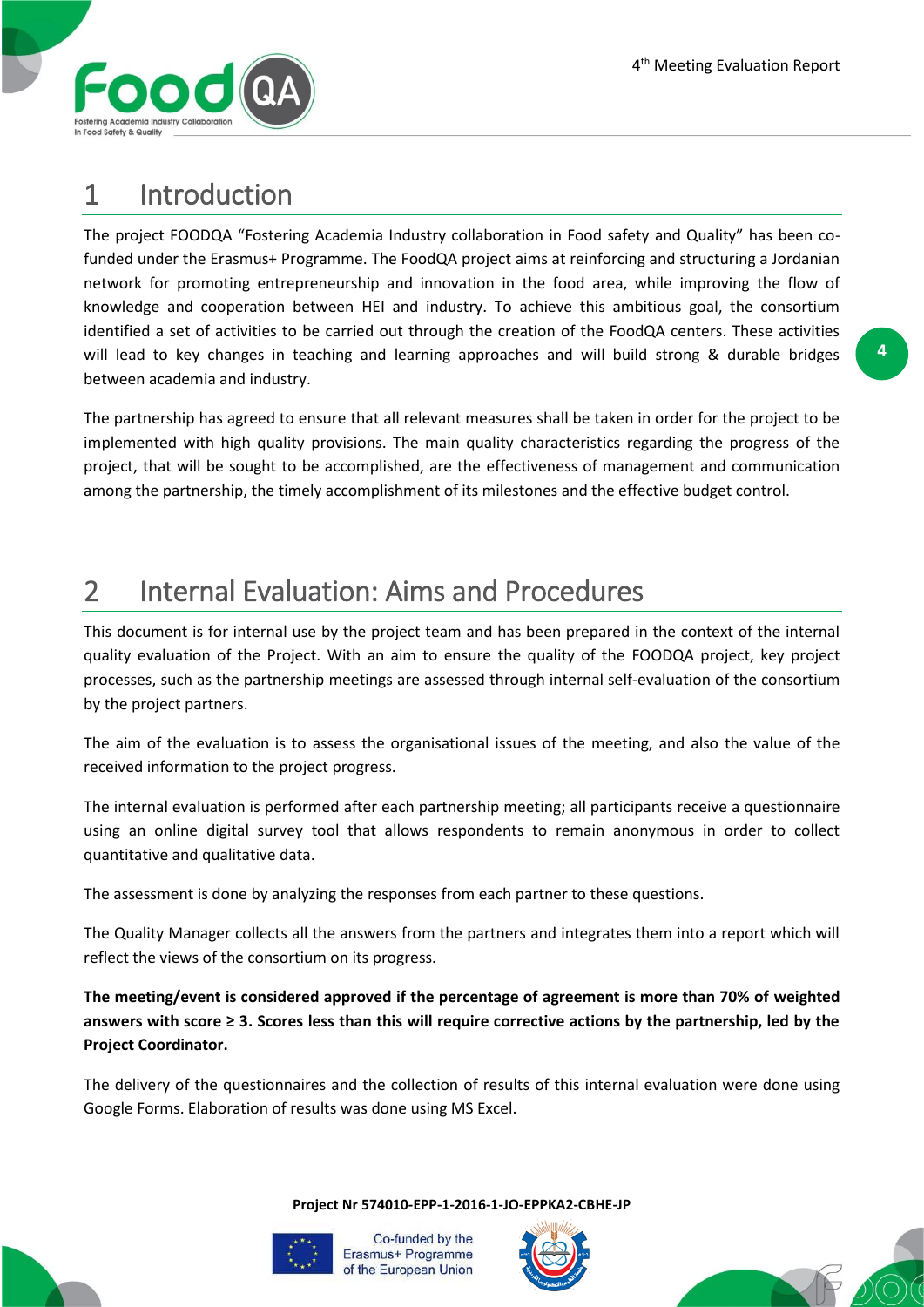# 1 Introduction

The project FOODQA "Fostering Academia Industry collaboration in Food safety and Quality" has been co-funded under the Erasmus+ Programme. The FoodQA project aims at reinforcing and structuring a Jordanian network for promoting entrepreneurship and innovation in the food area, while improving the flow of knowledge and cooperation between HEI and industry. To achieve this ambitious goal, the consortium identified a set of activities to be carried out through the creation of the FoodQA centers. These activities will lead to key changes in teaching and learning approaches and will build strong & durable bridges between academia and industry.

The partnership has agreed to ensure that all relevant measures shall be taken in order for the project to be implemented with high quality provisions. The main quality characteristics regarding the progress of the project, that will be sought to be accomplished, are the effectiveness of management and communication among the partnership, the timely accomplishment of its milestones and the effective budget control.

# 2 Internal Evaluation: Aims and Procedures

This document is for internal use by the project team and has been prepared in the context of the internal quality evaluation of the Project. With an aim to ensure the quality of the FOODQA project, key project processes, such as the partnership meetings are assessed through internal self-evaluation of the consortium by the project partners.

The aim of the evaluation is to assess the organisational issues of the meeting, and also the value of the received information to the project progress.

The internal evaluation is performed after each partnership meeting; all participants receive a questionnaire using an online digital survey tool that allows respondents to remain anonymous in order to collect quantitative and qualitative data.

The assessment is done by analyzing the responses from each partner to these questions.

The Quality Manager collects all the answers from the partners and integrates them into a report which will reflect the views of the consortium on its progress.

**The meeting/event is considered approved if the percentage of agreement is more than 70% of weighted answers with score ≥ 3. Scores less than this will require corrective actions by the partnership, led by the Project Coordinator.**

The delivery of the questionnaires and the collection of results of this internal evaluation were done using Google Forms. Elaboration of results was done using MS Excel.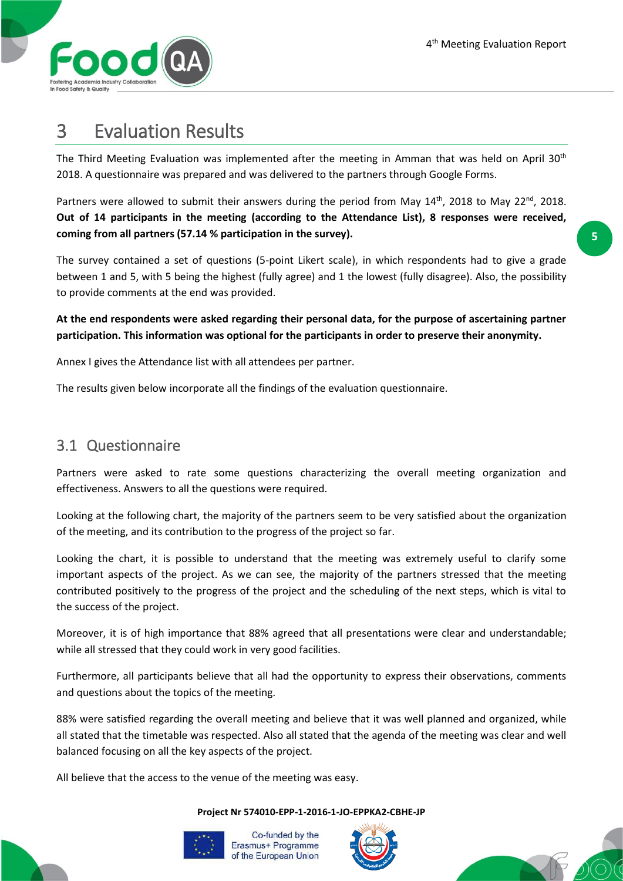# 3 Evaluation Results

The Third Meeting Evaluation was implemented after the meeting in Amman that was held on April 30th 2018. A questionnaire was prepared and was delivered to the partners through Google Forms.

Partners were allowed to submit their answers during the period from May 14th, 2018 to May 22nd, 2018. **Out of 14 participants in the meeting (according to the Attendance List), 8 responses were received, coming from all partners (57.14 % participation in the survey).**

The survey contained a set of questions (5-point Likert scale), in which respondents had to give a grade between 1 and 5, with 5 being the highest (fully agree) and 1 the lowest (fully disagree). Also, the possibility to provide comments at the end was provided.

**At the end respondents were asked regarding their personal data, for the purpose of ascertaining partner participation. This information was optional for the participants in order to preserve their anonymity.**

Annex I gives the Attendance list with all attendees per partner.

The results given below incorporate all the findings of the evaluation questionnaire.

## 3.1 Questionnaire

Partners were asked to rate some questions characterizing the overall meeting organization and effectiveness. Answers to all the questions were required.

Looking at the following chart, the majority of the partners seem to be very satisfied about the organization of the meeting, and its contribution to the progress of the project so far.

Looking the chart, it is possible to understand that the meeting was extremely useful to clarify some important aspects of the project. As we can see, the majority of the partners stressed that the meeting contributed positively to the progress of the project and the scheduling of the next steps, which is vital to the success of the project.

Moreover, it is of high importance that 88% agreed that all presentations were clear and understandable; while all stressed that they could work in very good facilities.

Furthermore, all participants believe that all had the opportunity to express their observations, comments and questions about the topics of the meeting.

88% were satisfied regarding the overall meeting and believe that it was well planned and organized, while all stated that the timetable was respected. Also all stated that the agenda of the meeting was clear and well balanced focusing on all the key aspects of the project.

All believe that the access to the venue of the meeting was easy.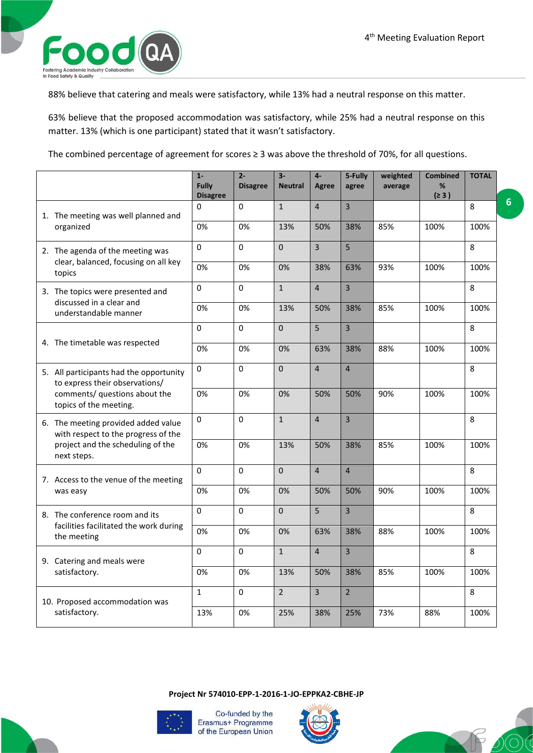88% believe that catering and meals were satisfactory, while 13% had a neutral response on this matter.

63% believe that the proposed accommodation was satisfactory, while 25% had a neutral response on this matter. 13% (which is one participant) stated that it wasn't satisfactory.

The combined percentage of agreement for scores ≥ 3 was above the threshold of 70%, for all questions.

| | 1-Fully Disagree | 2-Disagree | 3-Neutral | 4-Agree | 5-Fully agree | weighted average | Combined % (≥ 3 ) | TOTAL |
|---|---|---|---|---|---|---|---|---|
| 1. The meeting was well planned and organized | 0 | 0 | 1 | 4 | 3 | | | 8 |
| | 0% | 0% | 13% | 50% | 38% | 85% | 100% | 100% |
| 2. The agenda of the meeting was clear, balanced, focusing on all key topics | 0 | 0 | 0 | 3 | 5 | | | 8 |
| | 0% | 0% | 0% | 38% | 63% | 93% | 100% | 100% |
| 3. The topics were presented and discussed in a clear and understandable manner | 0 | 0 | 1 | 4 | 3 | | | 8 |
| | 0% | 0% | 13% | 50% | 38% | 85% | 100% | 100% |
| 4. The timetable was respected | 0 | 0 | 0 | 5 | 3 | | | 8 |
| | 0% | 0% | 0% | 63% | 38% | 88% | 100% | 100% |
| 5. All participants had the opportunity to express their observations/ comments/ questions about the topics of the meeting. | 0 | 0 | 0 | 4 | 4 | | | 8 |
| | 0% | 0% | 0% | 50% | 50% | 90% | 100% | 100% |
| 6. The meeting provided added value with respect to the progress of the project and the scheduling of the next steps. | 0 | 0 | 1 | 4 | 3 | | | 8 |
| | 0% | 0% | 13% | 50% | 38% | 85% | 100% | 100% |
| 7. Access to the venue of the meeting was easy | 0 | 0 | 0 | 4 | 4 | | | 8 |
| | 0% | 0% | 0% | 50% | 50% | 90% | 100% | 100% |
| 8. The conference room and its facilities facilitated the work during the meeting | 0 | 0 | 0 | 5 | 3 | | | 8 |
| | 0% | 0% | 0% | 63% | 38% | 88% | 100% | 100% |
| 9. Catering and meals were satisfactory. | 0 | 0 | 1 | 4 | 3 | | | 8 |
| | 0% | 0% | 13% | 50% | 38% | 85% | 100% | 100% |
| 10. Proposed accommodation was satisfactory. | 1 | 0 | 2 | 3 | 2 | | | 8 |
| | 13% | 0% | 25% | 38% | 25% | 73% | 88% | 100% |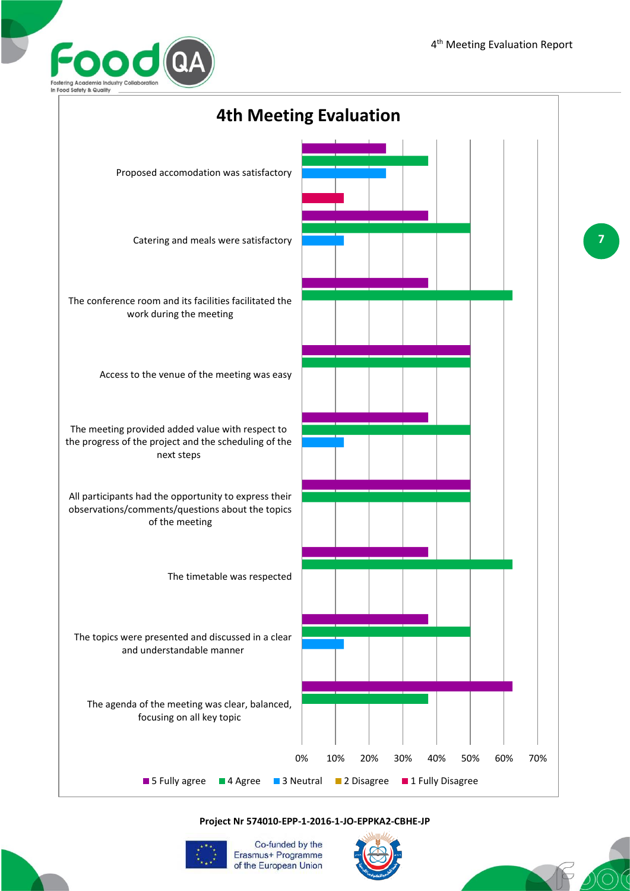# 4th Meeting Evaluation

| Statement | 5 Fully agree | 4 Agree | 3 Neutral | 2 Disagree | 1 Fully Disagree |
|---|---|---|---|---|---|
| Proposed accomodation was satisfactory | 25% | 37.5% | 25% | | 12.5% |
| Catering and meals were satisfactory | 37.5% | 50% | 12.5% | | |
| The conference room and its facilities facilitated the work during the meeting | 37.5% | 62.5% | | | |
| Access to the venue of the meeting was easy | 50% | 50% | | | |
| The meeting provided added value with respect to the progress of the project and the scheduling of the next steps | 37.5% | 50% | 12.5% | | |
| All participants had the opportunity to express their observations/comments/questions about the topics of the meeting | 50% | 50% | | | |
| The timetable was respected | 37.5% | 62.5% | | | |
| The topics were presented and discussed in a clear and understandable manner | 37.5% | 50% | 12.5% | | |
| The agenda of the meeting was clear, balanced, focusing on all key topic | 62.5% | 37.5% | | | |

**Project Nr 574010-EPP-1-2016-1-JO-EPPKA2-CBHE-JP**

Co-funded by the Erasmus+ Programme of the European Union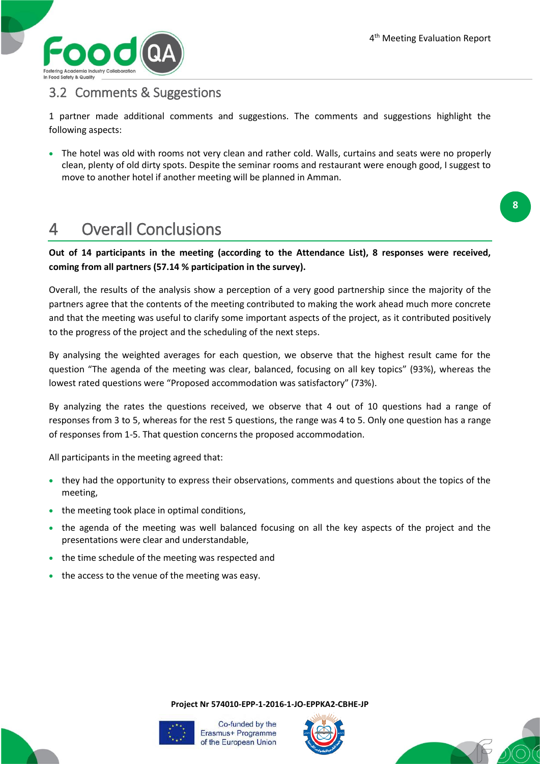## 3.2 Comments & Suggestions

1 partner made additional comments and suggestions. The comments and suggestions highlight the following aspects:

- The hotel was old with rooms not very clean and rather cold. Walls, curtains and seats were no properly clean, plenty of old dirty spots. Despite the seminar rooms and restaurant were enough good, I suggest to move to another hotel if another meeting will be planned in Amman.

# 4 Overall Conclusions

**Out of 14 participants in the meeting (according to the Attendance List), 8 responses were received, coming from all partners (57.14 % participation in the survey).**

Overall, the results of the analysis show a perception of a very good partnership since the majority of the partners agree that the contents of the meeting contributed to making the work ahead much more concrete and that the meeting was useful to clarify some important aspects of the project, as it contributed positively to the progress of the project and the scheduling of the next steps.

By analysing the weighted averages for each question, we observe that the highest result came for the question "The agenda of the meeting was clear, balanced, focusing on all key topics" (93%), whereas the lowest rated questions were "Proposed accommodation was satisfactory" (73%).

By analyzing the rates the questions received, we observe that 4 out of 10 questions had a range of responses from 3 to 5, whereas for the rest 5 questions, the range was 4 to 5. Only one question has a range of responses from 1-5. That question concerns the proposed accommodation.

All participants in the meeting agreed that:

- they had the opportunity to express their observations, comments and questions about the topics of the meeting,
- the meeting took place in optimal conditions,
- the agenda of the meeting was well balanced focusing on all the key aspects of the project and the presentations were clear and understandable,
- the time schedule of the meeting was respected and
- the access to the venue of the meeting was easy.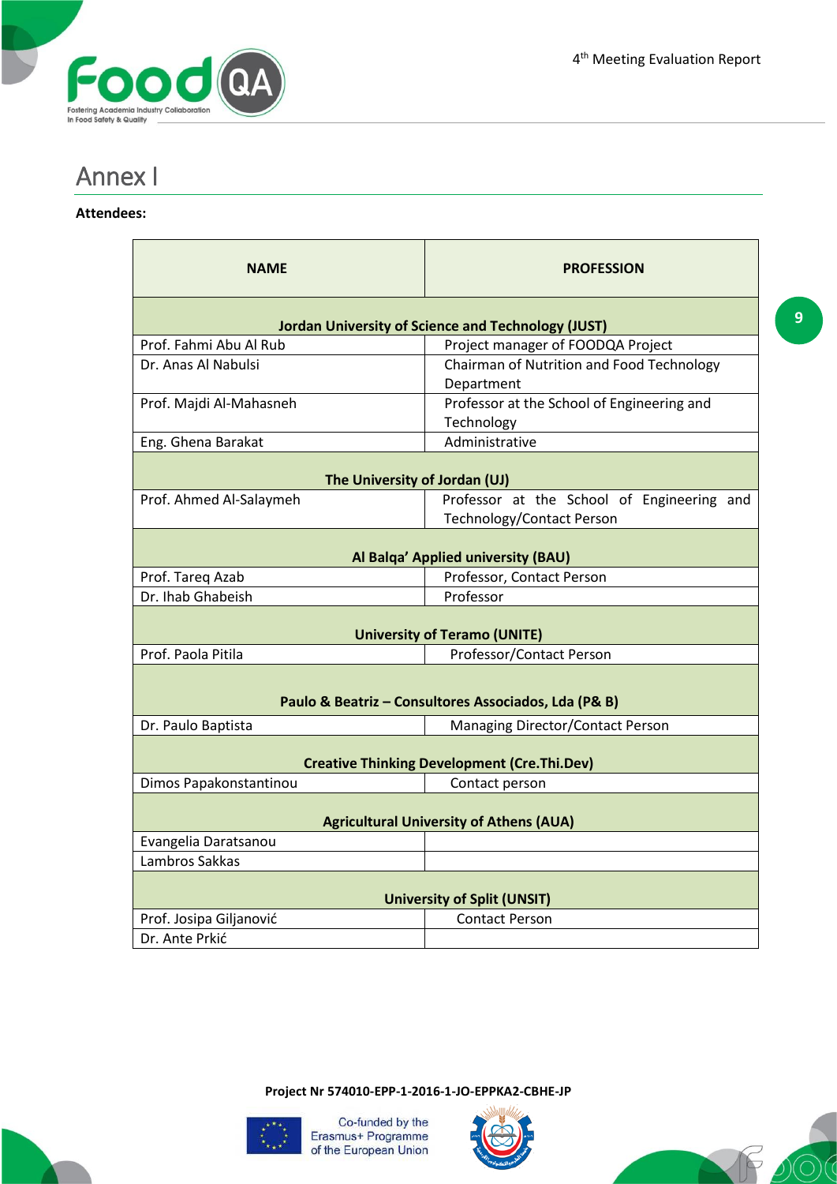# Annex I

**Attendees:**

| NAME | PROFESSION |
|---|---|
| **Jordan University of Science and Technology (JUST)** | |
| Prof. Fahmi Abu Al Rub | Project manager of FOODQA Project |
| Dr. Anas Al Nabulsi | Chairman of Nutrition and Food Technology Department |
| Prof. Majdi Al-Mahasneh | Professor at the School of Engineering and Technology |
| Eng. Ghena Barakat | Administrative |
| **The University of Jordan (UJ)** | |
| Prof. Ahmed Al-Salaymeh | Professor at the School of Engineering and Technology/Contact Person |
| **Al Balqa' Applied university (BAU)** | |
| Prof. Tareq Azab | Professor, Contact Person |
| Dr. Ihab Ghabeish | Professor |
| **University of Teramo (UNITE)** | |
| Prof. Paola Pitila | Professor/Contact Person |
| **Paulo & Beatriz – Consultores Associados, Lda (P& B)** | |
| Dr. Paulo Baptista | Managing Director/Contact Person |
| **Creative Thinking Development (Cre.Thi.Dev)** | |
| Dimos Papakonstantinou | Contact person |
| **Agricultural University of Athens (AUA)** | |
| Evangelia Daratsanou | |
| Lambros Sakkas | |
| **University of Split (UNSIT)** | |
| Prof. Josipa Giljanović | Contact Person |
| Dr. Ante Prkić | |